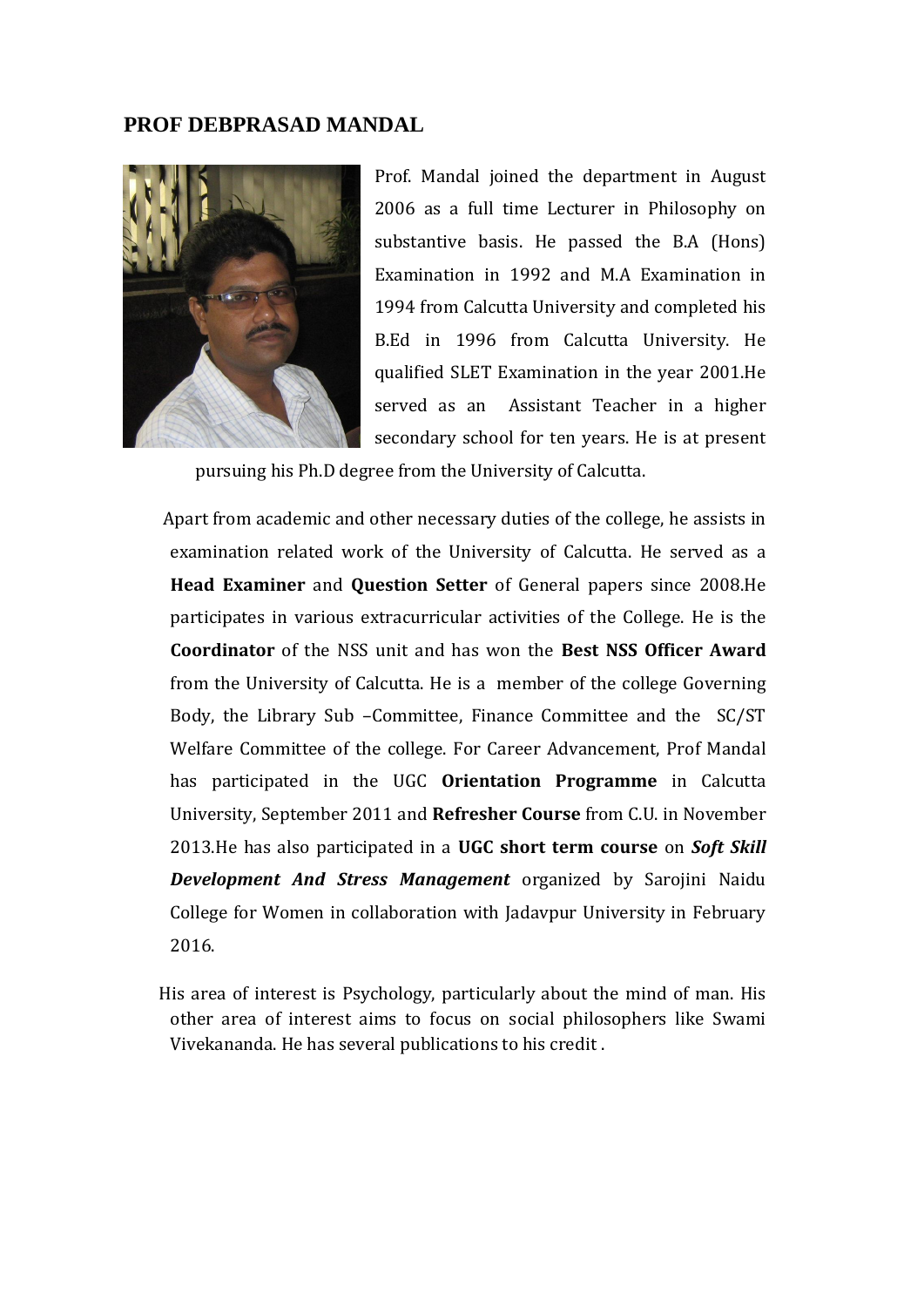# PROF DEBPRASAD MANDAL

Prof. Mandal joined the department in August 2006 as a full time Lecturer in Philosophy on substantive basis. He passed the B.A (Hons) Examination in 1992 and M.A Examination in 1994 from Calcutta University and completed his B.Ed in 1996 from Calcutta University. He qualified SLET Examination in the year 2001.He served as an Assistant Teacher in a higher secondary school for ten years. He is at present pursuing his Ph.D degree from the University of Calcutta.

Apart from academic and other necessary duties of the college, he assists in examination related work of the University of Calcutta. He served as a **Head Examiner** and **Question Setter** of General papers since 2008.He participates in various extracurricular activities of the College. He is the **Coordinator** of the NSS unit and has won the **Best NSS Officer Award** from the University of Calcutta. He is a member of the college Governing Body, the Library Sub –Committee, Finance Committee and the SC/ST Welfare Committee of the college. For Career Advancement, Prof Mandal has participated in the UGC **Orientation Programme** in Calcutta University, September 2011 and **Refresher Course** from C.U. in November 2013.He has also participated in a **UGC short term course** on ***Soft Skill Development And Stress Management*** organized by Sarojini Naidu College for Women in collaboration with Jadavpur University in February 2016.

His area of interest is Psychology, particularly about the mind of man. His other area of interest aims to focus on social philosophers like Swami Vivekananda. He has several publications to his credit .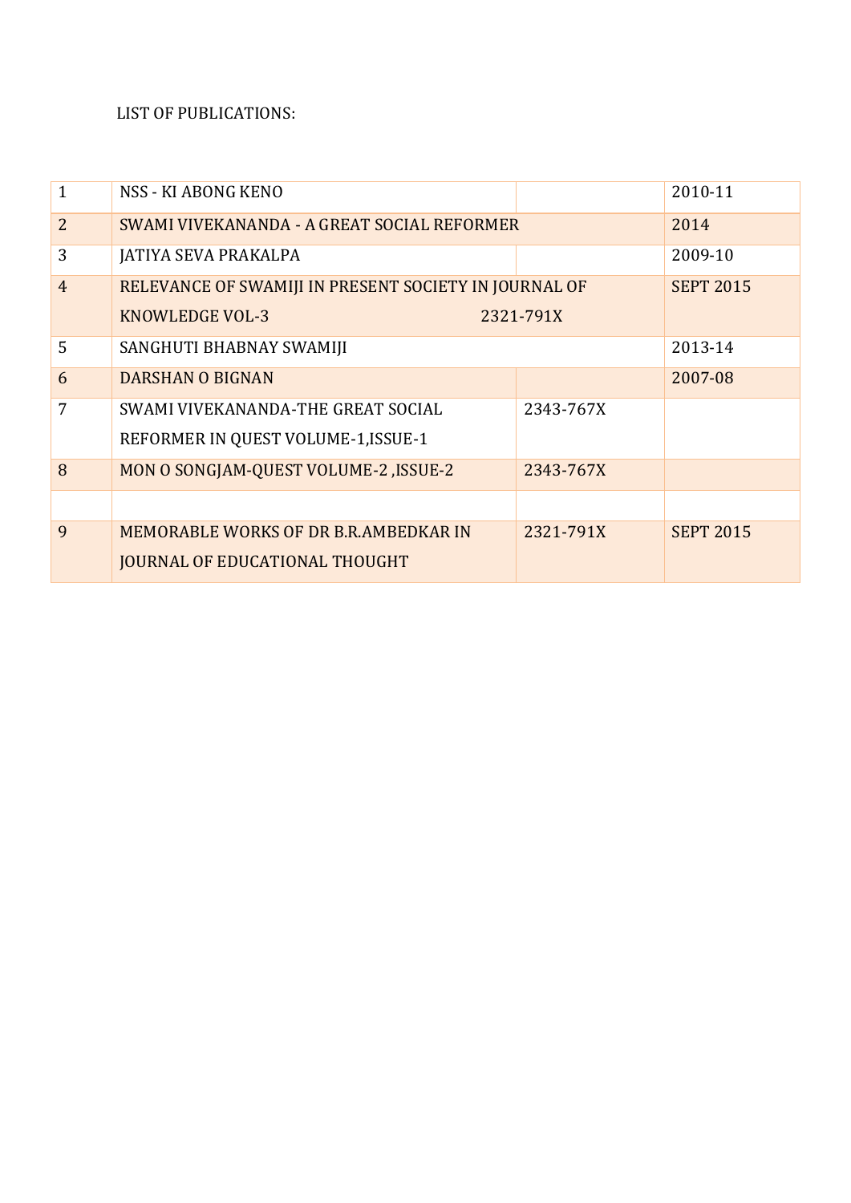LIST OF PUBLICATIONS:

| | | | |
|---|---|---|---|
| 1 | NSS - KI ABONG KENO | | 2010-11 |
| 2 | SWAMI VIVEKANANDA - A GREAT SOCIAL REFORMER | | 2014 |
| 3 | JATIYA SEVA PRAKALPA | | 2009-10 |
| 4 | RELEVANCE OF SWAMIJI IN PRESENT SOCIETY IN JOURNAL OF KNOWLEDGE VOL-3 | 2321-791X | SEPT 2015 |
| 5 | SANGHUTI BHABNAY SWAMIJI | | 2013-14 |
| 6 | DARSHAN O BIGNAN | | 2007-08 |
| 7 | SWAMI VIVEKANANDA-THE GREAT SOCIAL REFORMER IN QUEST VOLUME-1,ISSUE-1 | 2343-767X | |
| 8 | MON O SONGJAM-QUEST VOLUME-2 ,ISSUE-2 | 2343-767X | |
| | | | |
| 9 | MEMORABLE WORKS OF DR B.R.AMBEDKAR IN JOURNAL OF EDUCATIONAL THOUGHT | 2321-791X | SEPT 2015 |